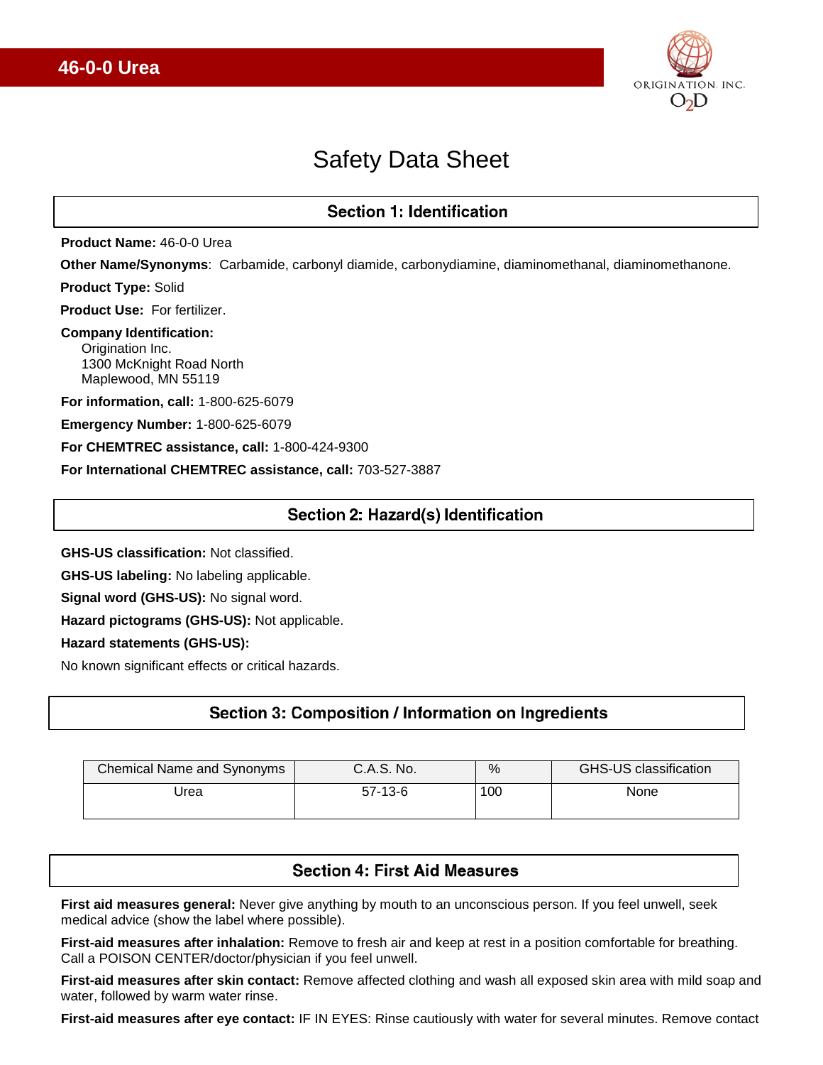# 46-0-0 Urea

ORIGINATION, INC.
$O_2D$

# Safety Data Sheet

## Section 1: Identification

**Product Name:** 46-0-0 Urea

**Other Name/Synonyms**: Carbamide, carbonyl diamide, carbonydiamine, diaminomethanal, diaminomethanone.

**Product Type:** Solid

**Product Use:** For fertilizer.

**Company Identification:**
Origination Inc.
1300 McKnight Road North
Maplewood, MN 55119

**For information, call:** 1-800-625-6079

**Emergency Number:** 1-800-625-6079

**For CHEMTREC assistance, call:** 1-800-424-9300

**For International CHEMTREC assistance, call:** 703-527-3887

## Section 2: Hazard(s) Identification

**GHS-US classification:** Not classified.

**GHS-US labeling:** No labeling applicable.

**Signal word (GHS-US):** No signal word.

**Hazard pictograms (GHS-US):** Not applicable.

**Hazard statements (GHS-US):**

No known significant effects or critical hazards.

## Section 3: Composition / Information on Ingredients

| Chemical Name and Synonyms | C.A.S. No. | % | GHS-US classification |
|---|---|---|---|
| Urea | 57-13-6 | 100 | None |

## Section 4: First Aid Measures

**First aid measures general:** Never give anything by mouth to an unconscious person. If you feel unwell, seek medical advice (show the label where possible).

**First-aid measures after inhalation:** Remove to fresh air and keep at rest in a position comfortable for breathing. Call a POISON CENTER/doctor/physician if you feel unwell.

**First-aid measures after skin contact:** Remove affected clothing and wash all exposed skin area with mild soap and water, followed by warm water rinse.

**First-aid measures after eye contact:** IF IN EYES: Rinse cautiously with water for several minutes. Remove contact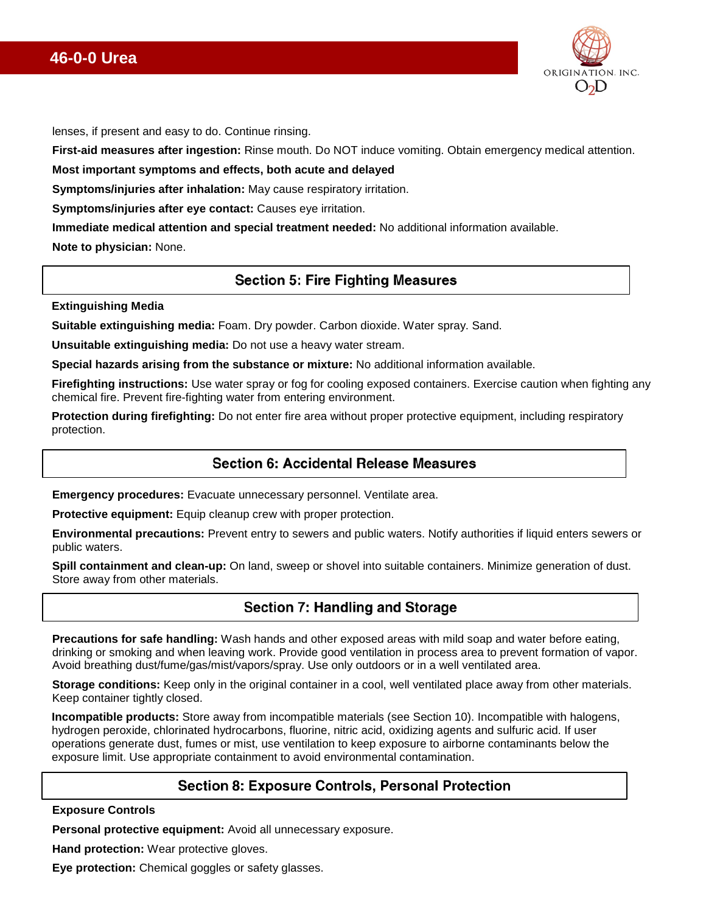lenses, if present and easy to do. Continue rinsing.

**First-aid measures after ingestion:** Rinse mouth. Do NOT induce vomiting. Obtain emergency medical attention.

**Most important symptoms and effects, both acute and delayed**

**Symptoms/injuries after inhalation:** May cause respiratory irritation.

**Symptoms/injuries after eye contact:** Causes eye irritation.

**Immediate medical attention and special treatment needed:** No additional information available.

**Note to physician:** None.

## Section 5: Fire Fighting Measures

**Extinguishing Media**

**Suitable extinguishing media:** Foam. Dry powder. Carbon dioxide. Water spray. Sand.

**Unsuitable extinguishing media:** Do not use a heavy water stream.

**Special hazards arising from the substance or mixture:** No additional information available.

**Firefighting instructions:** Use water spray or fog for cooling exposed containers. Exercise caution when fighting any chemical fire. Prevent fire-fighting water from entering environment.

**Protection during firefighting:** Do not enter fire area without proper protective equipment, including respiratory protection.

## Section 6: Accidental Release Measures

**Emergency procedures:** Evacuate unnecessary personnel. Ventilate area.

**Protective equipment:** Equip cleanup crew with proper protection.

**Environmental precautions:** Prevent entry to sewers and public waters. Notify authorities if liquid enters sewers or public waters.

**Spill containment and clean-up:** On land, sweep or shovel into suitable containers. Minimize generation of dust. Store away from other materials.

## Section 7: Handling and Storage

**Precautions for safe handling:** Wash hands and other exposed areas with mild soap and water before eating, drinking or smoking and when leaving work. Provide good ventilation in process area to prevent formation of vapor. Avoid breathing dust/fume/gas/mist/vapors/spray. Use only outdoors or in a well ventilated area.

**Storage conditions:** Keep only in the original container in a cool, well ventilated place away from other materials. Keep container tightly closed.

**Incompatible products:** Store away from incompatible materials (see Section 10). Incompatible with halogens, hydrogen peroxide, chlorinated hydrocarbons, fluorine, nitric acid, oxidizing agents and sulfuric acid. If user operations generate dust, fumes or mist, use ventilation to keep exposure to airborne contaminants below the exposure limit. Use appropriate containment to avoid environmental contamination.

## Section 8: Exposure Controls, Personal Protection

**Exposure Controls**

**Personal protective equipment:** Avoid all unnecessary exposure.

**Hand protection:** Wear protective gloves.

**Eye protection:** Chemical goggles or safety glasses.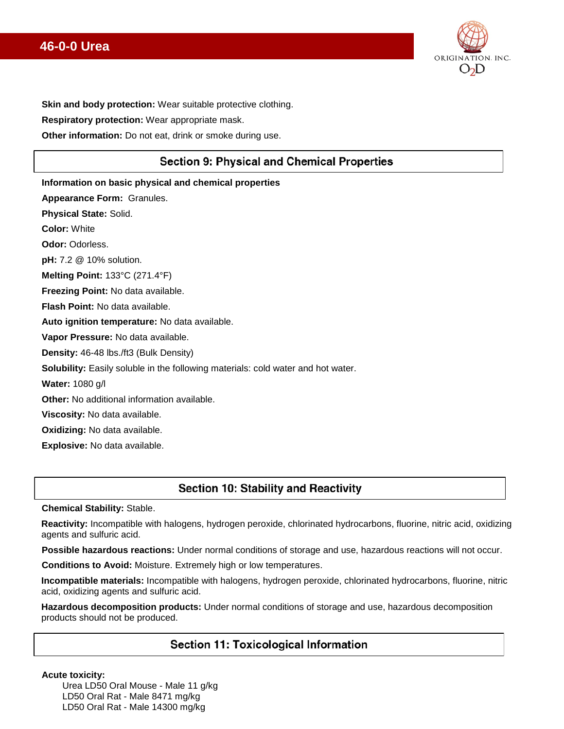**Skin and body protection:** Wear suitable protective clothing.

**Respiratory protection:** Wear appropriate mask.

**Other information:** Do not eat, drink or smoke during use.

## Section 9: Physical and Chemical Properties

**Information on basic physical and chemical properties**

**Appearance Form:** Granules.

**Physical State:** Solid.

**Color:** White

**Odor:** Odorless.

**pH:** 7.2 @ 10% solution.

**Melting Point:** 133°C (271.4°F)

**Freezing Point:** No data available.

**Flash Point:** No data available.

**Auto ignition temperature:** No data available.

**Vapor Pressure:** No data available.

**Density:** 46-48 lbs./ft3 (Bulk Density)

**Solubility:** Easily soluble in the following materials: cold water and hot water.

**Water:** 1080 g/l

**Other:** No additional information available.

**Viscosity:** No data available.

**Oxidizing:** No data available.

**Explosive:** No data available.

## Section 10: Stability and Reactivity

**Chemical Stability:** Stable.

**Reactivity:** Incompatible with halogens, hydrogen peroxide, chlorinated hydrocarbons, fluorine, nitric acid, oxidizing agents and sulfuric acid.

**Possible hazardous reactions:** Under normal conditions of storage and use, hazardous reactions will not occur.

**Conditions to Avoid:** Moisture. Extremely high or low temperatures.

**Incompatible materials:** Incompatible with halogens, hydrogen peroxide, chlorinated hydrocarbons, fluorine, nitric acid, oxidizing agents and sulfuric acid.

**Hazardous decomposition products:** Under normal conditions of storage and use, hazardous decomposition products should not be produced.

## Section 11: Toxicological Information

**Acute toxicity:**

Urea LD50 Oral Mouse - Male 11 g/kg
LD50 Oral Rat - Male 8471 mg/kg
LD50 Oral Rat - Male 14300 mg/kg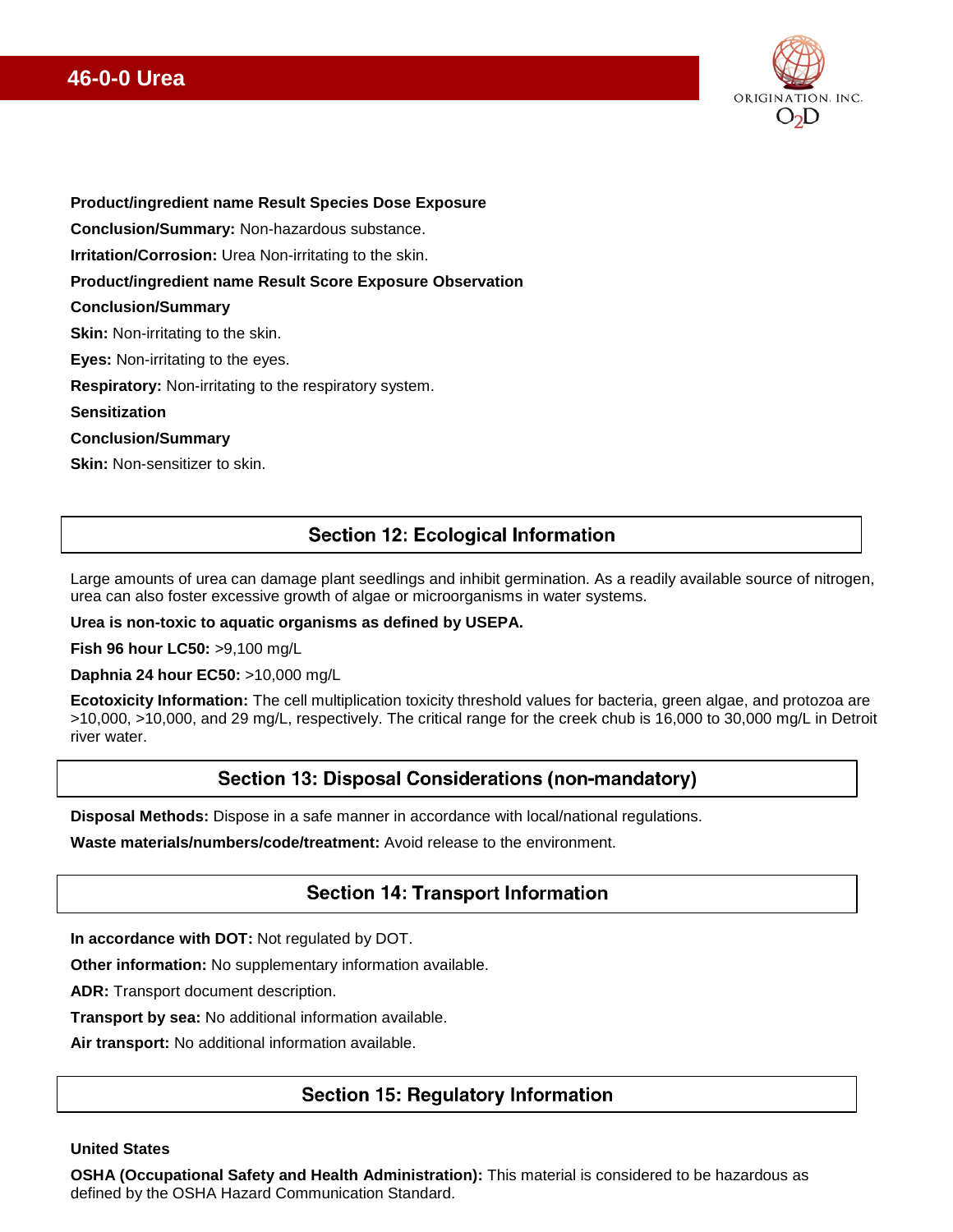**Product/ingredient name Result Species Dose Exposure**

**Conclusion/Summary:** Non-hazardous substance.

**Irritation/Corrosion:** Urea Non-irritating to the skin.

**Product/ingredient name Result Score Exposure Observation**

**Conclusion/Summary**

**Skin:** Non-irritating to the skin.

**Eyes:** Non-irritating to the eyes.

**Respiratory:** Non-irritating to the respiratory system.

**Sensitization**

**Conclusion/Summary**

**Skin:** Non-sensitizer to skin.

## Section 12: Ecological Information

Large amounts of urea can damage plant seedlings and inhibit germination. As a readily available source of nitrogen, urea can also foster excessive growth of algae or microorganisms in water systems.

**Urea is non-toxic to aquatic organisms as defined by USEPA.**

**Fish 96 hour LC50:** >9,100 mg/L

**Daphnia 24 hour EC50:** >10,000 mg/L

**Ecotoxicity Information:** The cell multiplication toxicity threshold values for bacteria, green algae, and protozoa are >10,000, >10,000, and 29 mg/L, respectively. The critical range for the creek chub is 16,000 to 30,000 mg/L in Detroit river water.

## Section 13: Disposal Considerations (non-mandatory)

**Disposal Methods:** Dispose in a safe manner in accordance with local/national regulations.

**Waste materials/numbers/code/treatment:** Avoid release to the environment.

## Section 14: Transport Information

**In accordance with DOT:** Not regulated by DOT.

**Other information:** No supplementary information available.

**ADR:** Transport document description.

**Transport by sea:** No additional information available.

**Air transport:** No additional information available.

## Section 15: Regulatory Information

**United States**

**OSHA (Occupational Safety and Health Administration):** This material is considered to be hazardous as defined by the OSHA Hazard Communication Standard.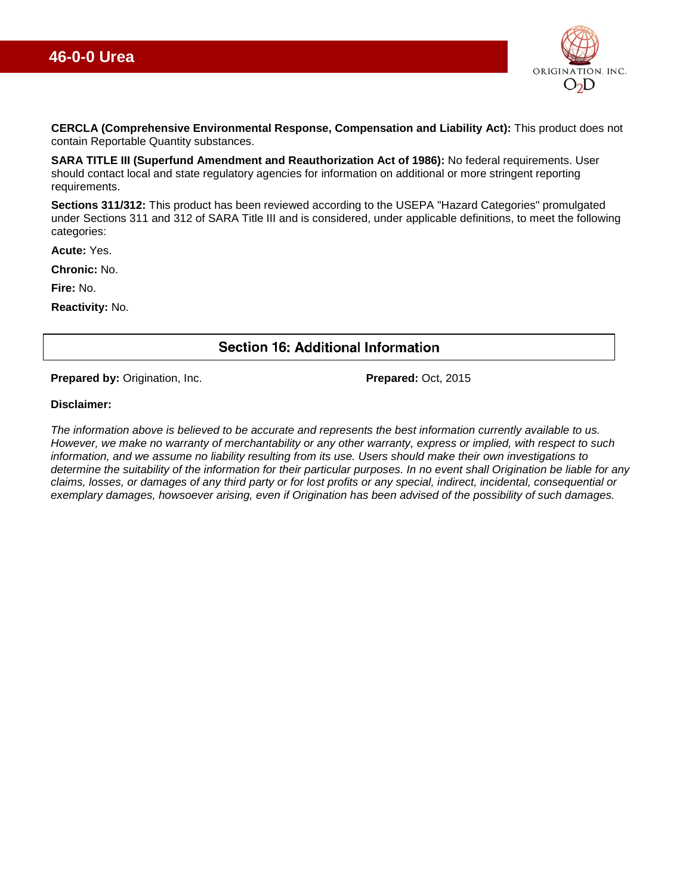**CERCLA (Comprehensive Environmental Response, Compensation and Liability Act):** This product does not contain Reportable Quantity substances.

**SARA TITLE III (Superfund Amendment and Reauthorization Act of 1986):** No federal requirements. User should contact local and state regulatory agencies for information on additional or more stringent reporting requirements.

**Sections 311/312:** This product has been reviewed according to the USEPA "Hazard Categories" promulgated under Sections 311 and 312 of SARA Title III and is considered, under applicable definitions, to meet the following categories:

**Acute:** Yes.

**Chronic:** No.

**Fire:** No.

**Reactivity:** No.

## Section 16: Additional Information

**Prepared by:** Origination, Inc.

**Prepared:** Oct, 2015

**Disclaimer:**

*The information above is believed to be accurate and represents the best information currently available to us. However, we make no warranty of merchantability or any other warranty, express or implied, with respect to such information, and we assume no liability resulting from its use. Users should make their own investigations to determine the suitability of the information for their particular purposes. In no event shall Origination be liable for any claims, losses, or damages of any third party or for lost profits or any special, indirect, incidental, consequential or exemplary damages, howsoever arising, even if Origination has been advised of the possibility of such damages.*